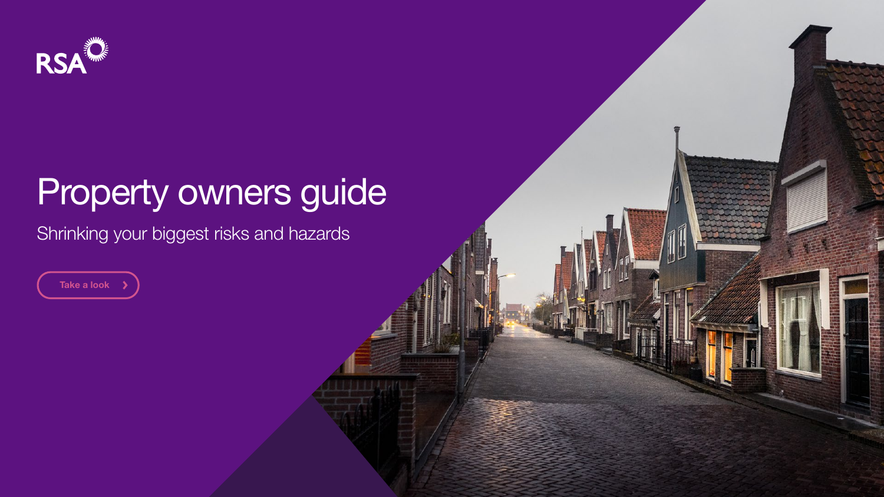RSA

# Property owners guide

## Shrinking your biggest risks and hazards

Take a look ›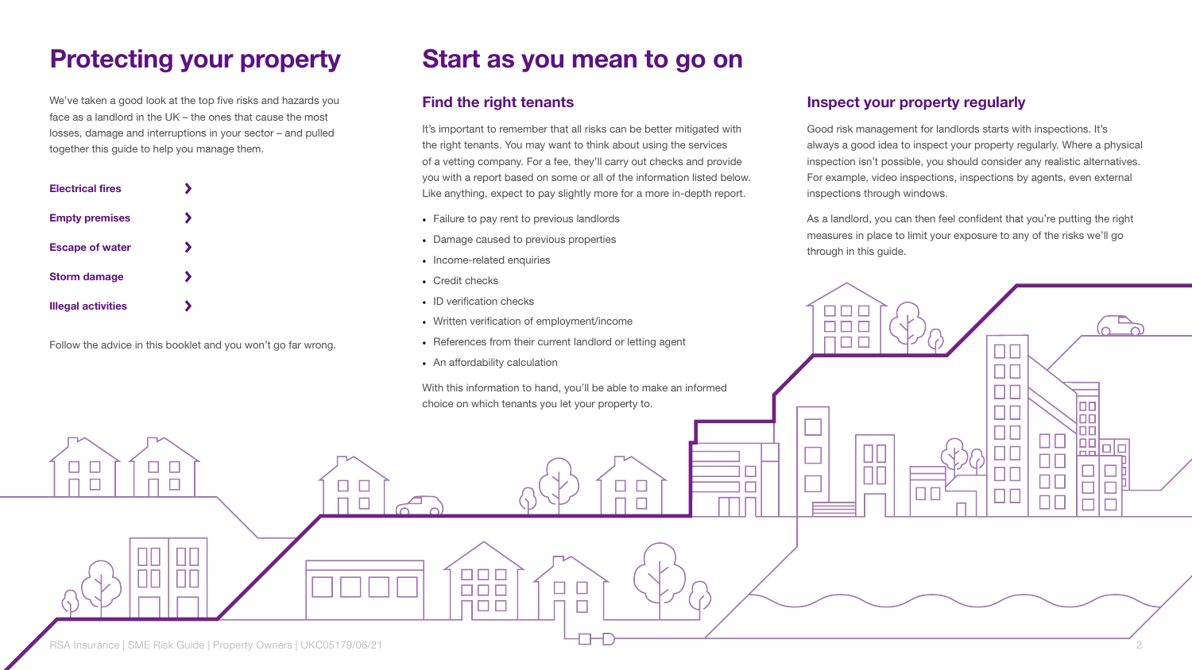# Protecting your property

We've taken a good look at the top five risks and hazards you face as a landlord in the UK – the ones that cause the most losses, damage and interruptions in your sector – and pulled together this guide to help you manage them.

- **Electrical fires**
- **Empty premises**
- **Escape of water**
- **Storm damage**
- **Illegal activities**

Follow the advice in this booklet and you won't go far wrong.

# Start as you mean to go on

## Find the right tenants

It's important to remember that all risks can be better mitigated with the right tenants. You may want to think about using the services of a vetting company. For a fee, they'll carry out checks and provide you with a report based on some or all of the information listed below. Like anything, expect to pay slightly more for a more in-depth report.

- Failure to pay rent to previous landlords
- Damage caused to previous properties
- Income-related enquiries
- Credit checks
- ID verification checks
- Written verification of employment/income
- References from their current landlord or letting agent
- An affordability calculation

With this information to hand, you'll be able to make an informed choice on which tenants you let your property to.

## Inspect your property regularly

Good risk management for landlords starts with inspections. It's always a good idea to inspect your property regularly. Where a physical inspection isn't possible, you should consider any realistic alternatives. For example, video inspections, inspections by agents, even external inspections through windows.

As a landlord, you can then feel confident that you're putting the right measures in place to limit your exposure to any of the risks we'll go through in this guide.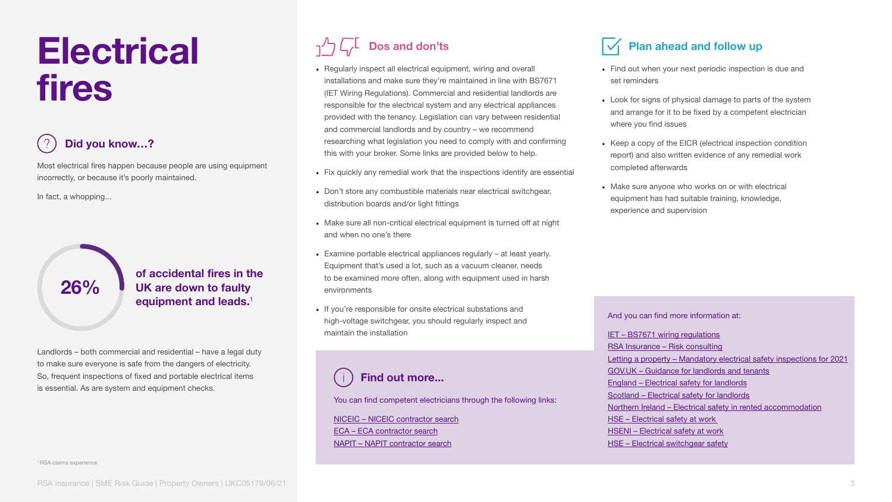# Electrical fires

## Did you know…?

Most electrical fires happen because people are using equipment incorrectly, or because it's poorly maintained.

In fact, a whopping...

**26%** **of accidental fires in the UK are down to faulty equipment and leads.**[1]

Landlords – both commercial and residential – have a legal duty to make sure everyone is safe from the dangers of electricity. So, frequent inspections of fixed and portable electrical items is essential. As are system and equipment checks.

[1] RSA claims experience

## Dos and don'ts

- Regularly inspect all electrical equipment, wiring and overall installations and make sure they're maintained in line with BS7671 (IET Wiring Regulations). Commercial and residential landlords are responsible for the electrical system and any electrical appliances provided with the tenancy. Legislation can vary between residential and commercial landlords and by country – we recommend researching what legislation you need to comply with and confirming this with your broker. Some links are provided below to help.
- Fix quickly any remedial work that the inspections identify are essential
- Don't store any combustible materials near electrical switchgear, distribution boards and/or light fittings
- Make sure all non-critical electrical equipment is turned off at night and when no one's there
- Examine portable electrical appliances regularly – at least yearly. Equipment that's used a lot, such as a vacuum cleaner, needs to be examined more often, along with equipment used in harsh environments
- If you're responsible for onsite electrical substations and high-voltage switchgear, you should regularly inspect and maintain the installation

## Find out more...

You can find competent electricians through the following links:

NICEIC – NICEIC contractor search
ECA – ECA contractor search
NAPIT – NAPIT contractor search

## Plan ahead and follow up

- Find out when your next periodic inspection is due and set reminders
- Look for signs of physical damage to parts of the system and arrange for it to be fixed by a competent electrician where you find issues
- Keep a copy of the EICR (electrical inspection condition report) and also written evidence of any remedial work completed afterwards
- Make sure anyone who works on or with electrical equipment has had suitable training, knowledge, experience and supervision

And you can find more information at:

IET – BS7671 wiring regulations
RSA Insurance – Risk consulting
Letting a property – Mandatory electrical safety inspections for 2021
GOV.UK – Guidance for landlords and tenants
England – Electrical safety for landlords
Scotland – Electrical safety for landlords
Northern Ireland – Electrical safety in rented accommodation
HSE – Electrical safety at work
HSENI – Electrical safety at work
HSE – Electrical switchgear safety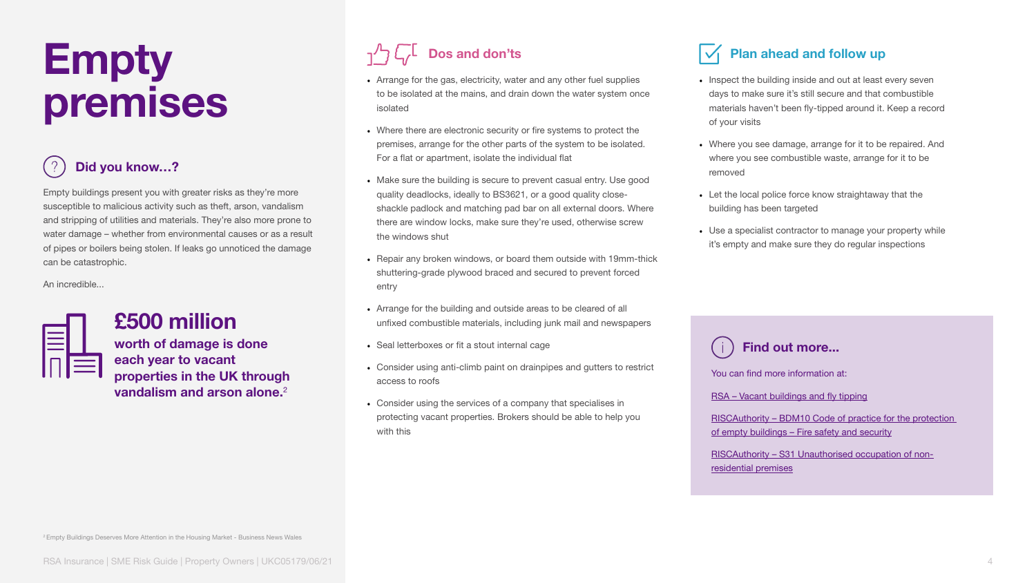# Empty premises

## Did you know...?

Empty buildings present you with greater risks as they're more susceptible to malicious activity such as theft, arson, vandalism and stripping of utilities and materials. They're also more prone to water damage – whether from environmental causes or as a result of pipes or boilers being stolen. If leaks go unnoticed the damage can be catastrophic.

An incredible...

**£500 million**

**worth of damage is done each year to vacant properties in the UK through vandalism and arson alone.[2]**

## Dos and don'ts

- Arrange for the gas, electricity, water and any other fuel supplies to be isolated at the mains, and drain down the water system once isolated
- Where there are electronic security or fire systems to protect the premises, arrange for the other parts of the system to be isolated. For a flat or apartment, isolate the individual flat
- Make sure the building is secure to prevent casual entry. Use good quality deadlocks, ideally to BS3621, or a good quality close-shackle padlock and matching pad bar on all external doors. Where there are window locks, make sure they're used, otherwise screw the windows shut
- Repair any broken windows, or board them outside with 19mm-thick shuttering-grade plywood braced and secured to prevent forced entry
- Arrange for the building and outside areas to be cleared of all unfixed combustible materials, including junk mail and newspapers
- Seal letterboxes or fit a stout internal cage
- Consider using anti-climb paint on drainpipes and gutters to restrict access to roofs
- Consider using the services of a company that specialises in protecting vacant properties. Brokers should be able to help you with this

## Plan ahead and follow up

- Inspect the building inside and out at least every seven days to make sure it's still secure and that combustible materials haven't been fly-tipped around it. Keep a record of your visits
- Where you see damage, arrange for it to be repaired. And where you see combustible waste, arrange for it to be removed
- Let the local police force know straightaway that the building has been targeted
- Use a specialist contractor to manage your property while it's empty and make sure they do regular inspections

## Find out more...

You can find more information at:

RSA – Vacant buildings and fly tipping

RISCAuthority – BDM10 Code of practice for the protection of empty buildings – Fire safety and security

RISCAuthority – S31 Unauthorised occupation of non-residential premises

[2] Empty Buildings Deserves More Attention in the Housing Market - Business News Wales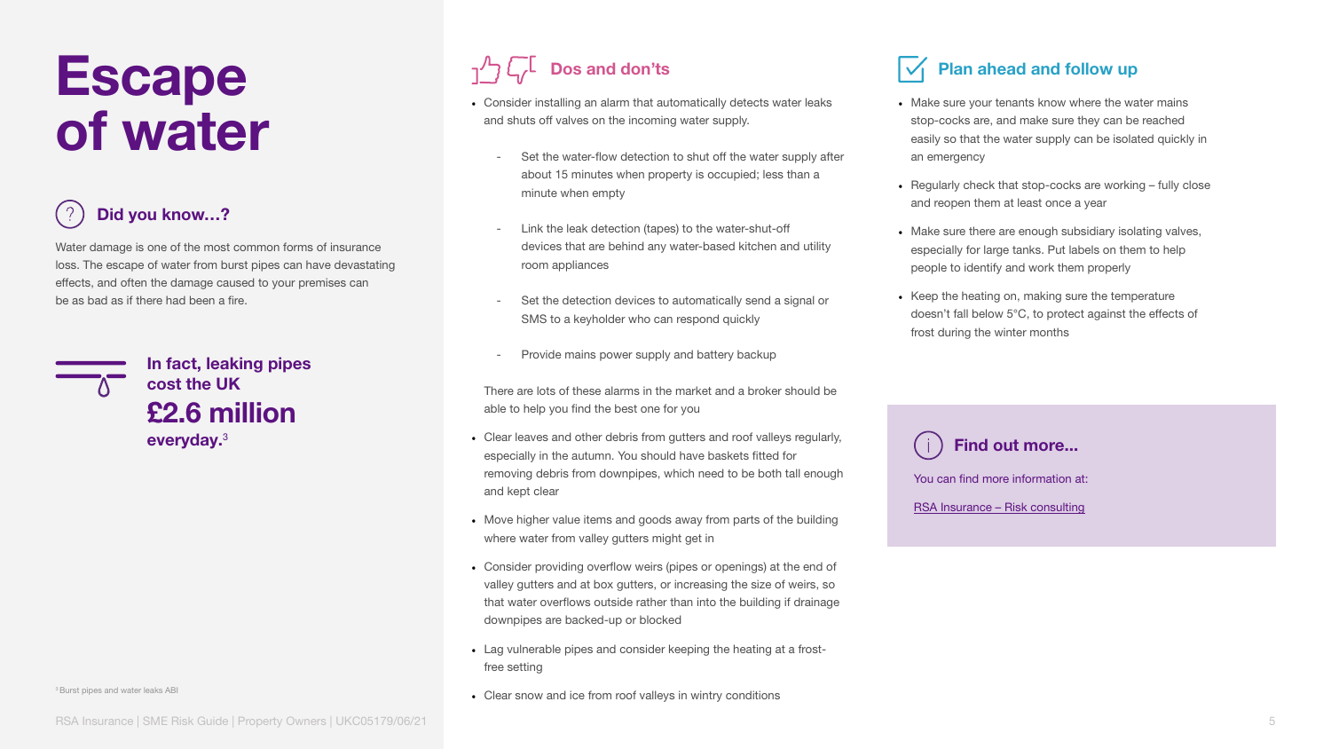# Escape of water

## Did you know...?

Water damage is one of the most common forms of insurance loss. The escape of water from burst pipes can have devastating effects, and often the damage caused to your premises can be as bad as if there had been a fire.

**In fact, leaking pipes cost the UK £2.6 million everyday.**[3]

[3] Burst pipes and water leaks ABI

## Dos and don'ts

- Consider installing an alarm that automatically detects water leaks and shuts off valves on the incoming water supply.
  - Set the water-flow detection to shut off the water supply after about 15 minutes when property is occupied; less than a minute when empty
  - Link the leak detection (tapes) to the water-shut-off devices that are behind any water-based kitchen and utility room appliances
  - Set the detection devices to automatically send a signal or SMS to a keyholder who can respond quickly
  - Provide mains power supply and battery backup

  There are lots of these alarms in the market and a broker should be able to help you find the best one for you
- Clear leaves and other debris from gutters and roof valleys regularly, especially in the autumn. You should have baskets fitted for removing debris from downpipes, which need to be both tall enough and kept clear
- Move higher value items and goods away from parts of the building where water from valley gutters might get in
- Consider providing overflow weirs (pipes or openings) at the end of valley gutters and at box gutters, or increasing the size of weirs, so that water overflows outside rather than into the building if drainage downpipes are backed-up or blocked
- Lag vulnerable pipes and consider keeping the heating at a frost-free setting
- Clear snow and ice from roof valleys in wintry conditions

## Plan ahead and follow up

- Make sure your tenants know where the water mains stop-cocks are, and make sure they can be reached easily so that the water supply can be isolated quickly in an emergency
- Regularly check that stop-cocks are working – fully close and reopen them at least once a year
- Make sure there are enough subsidiary isolating valves, especially for large tanks. Put labels on them to help people to identify and work them properly
- Keep the heating on, making sure the temperature doesn't fall below 5°C, to protect against the effects of frost during the winter months

## Find out more...

You can find more information at:

RSA Insurance – Risk consulting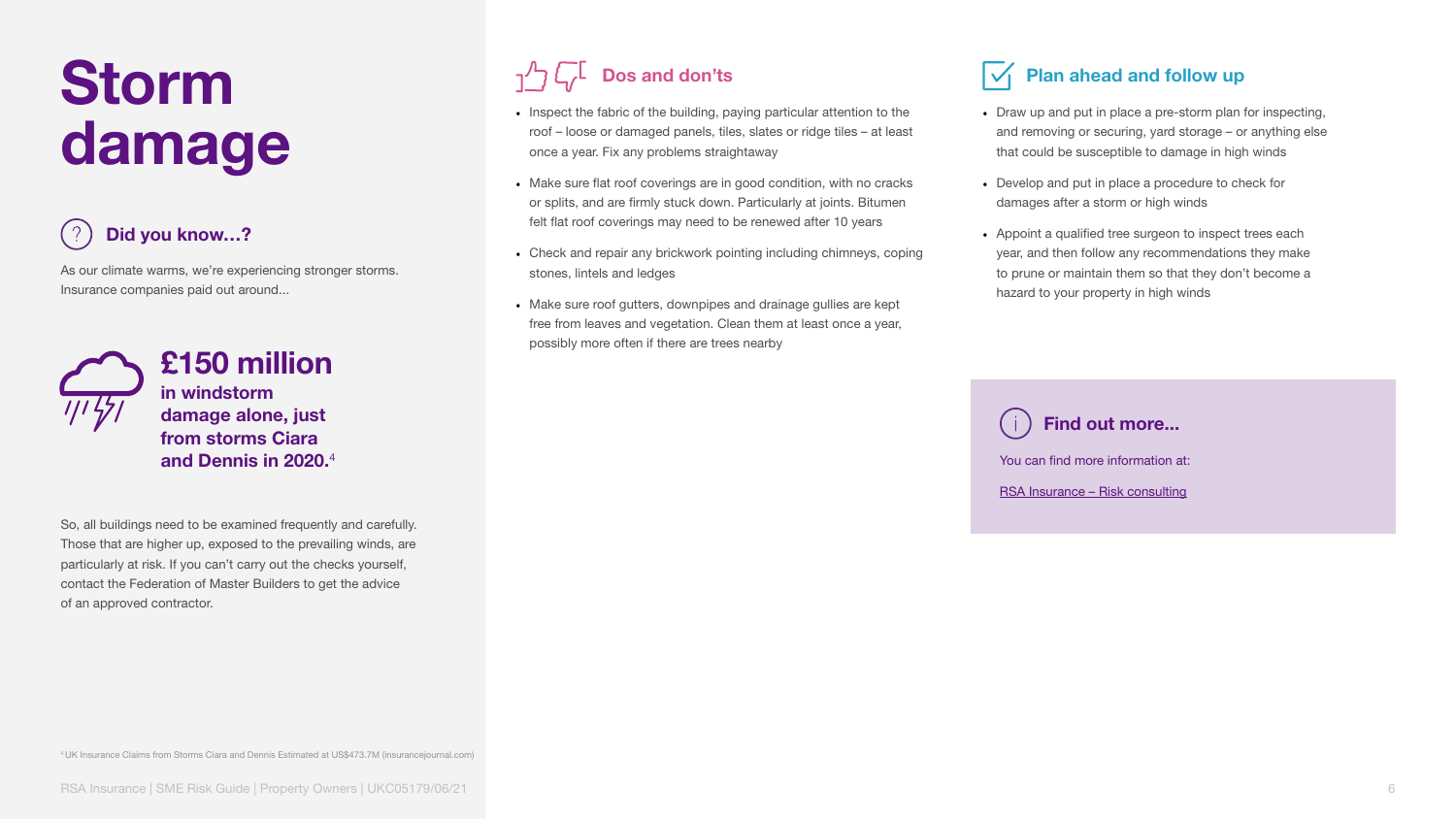# Storm damage

## Did you know…?

As our climate warms, we're experiencing stronger storms. Insurance companies paid out around...

**£150 million in windstorm damage alone, just from storms Ciara and Dennis in 2020.**[4]

So, all buildings need to be examined frequently and carefully. Those that are higher up, exposed to the prevailing winds, are particularly at risk. If you can't carry out the checks yourself, contact the Federation of Master Builders to get the advice of an approved contractor.

## Dos and don'ts

- Inspect the fabric of the building, paying particular attention to the roof – loose or damaged panels, tiles, slates or ridge tiles – at least once a year. Fix any problems straightaway
- Make sure flat roof coverings are in good condition, with no cracks or splits, and are firmly stuck down. Particularly at joints. Bitumen felt flat roof coverings may need to be renewed after 10 years
- Check and repair any brickwork pointing including chimneys, coping stones, lintels and ledges
- Make sure roof gutters, downpipes and drainage gullies are kept free from leaves and vegetation. Clean them at least once a year, possibly more often if there are trees nearby

## Plan ahead and follow up

- Draw up and put in place a pre-storm plan for inspecting, and removing or securing, yard storage – or anything else that could be susceptible to damage in high winds
- Develop and put in place a procedure to check for damages after a storm or high winds
- Appoint a qualified tree surgeon to inspect trees each year, and then follow any recommendations they make to prune or maintain them so that they don't become a hazard to your property in high winds

## Find out more...

You can find more information at:

RSA Insurance – Risk consulting

[4] UK Insurance Claims from Storms Ciara and Dennis Estimated at US$473.7M (insurancejournal.com)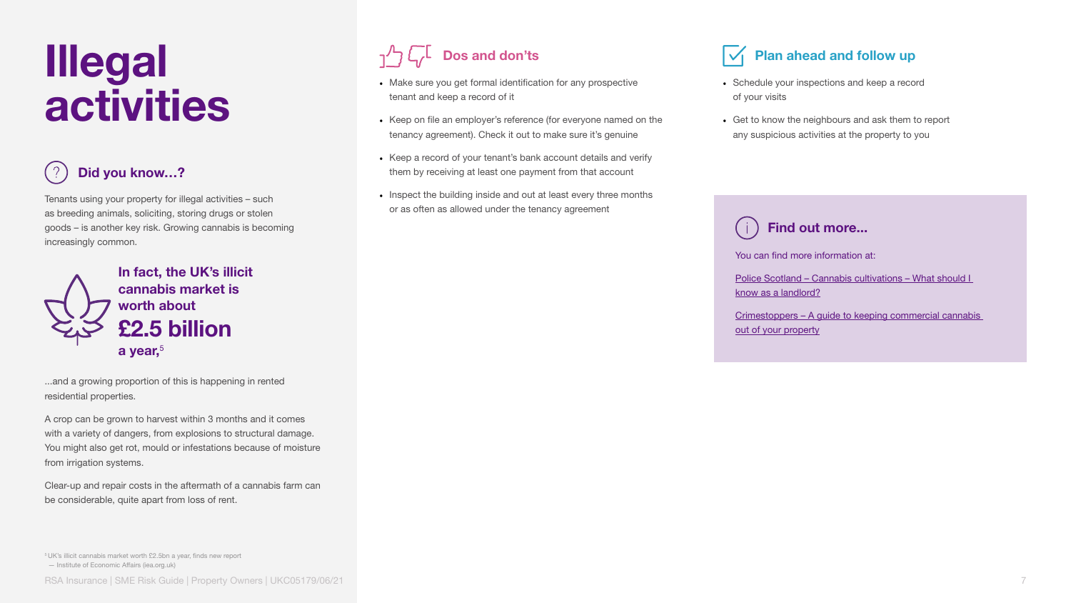# Illegal activities

## Did you know...?

Tenants using your property for illegal activities – such as breeding animals, soliciting, storing drugs or stolen goods – is another key risk. Growing cannabis is becoming increasingly common.

**In fact, the UK's illicit cannabis market is worth about £2.5 billion a year,**[5]

...and a growing proportion of this is happening in rented residential properties.

A crop can be grown to harvest within 3 months and it comes with a variety of dangers, from explosions to structural damage. You might also get rot, mould or infestations because of moisture from irrigation systems.

Clear-up and repair costs in the aftermath of a cannabis farm can be considerable, quite apart from loss of rent.

[5] UK's illicit cannabis market worth £2.5bn a year, finds new report — Institute of Economic Affairs (iea.org.uk)

## Dos and don'ts

- Make sure you get formal identification for any prospective tenant and keep a record of it
- Keep on file an employer's reference (for everyone named on the tenancy agreement). Check it out to make sure it's genuine
- Keep a record of your tenant's bank account details and verify them by receiving at least one payment from that account
- Inspect the building inside and out at least every three months or as often as allowed under the tenancy agreement

## Plan ahead and follow up

- Schedule your inspections and keep a record of your visits
- Get to know the neighbours and ask them to report any suspicious activities at the property to you

## Find out more...

You can find more information at:

Police Scotland – Cannabis cultivations – What should I know as a landlord?

Crimestoppers – A guide to keeping commercial cannabis out of your property